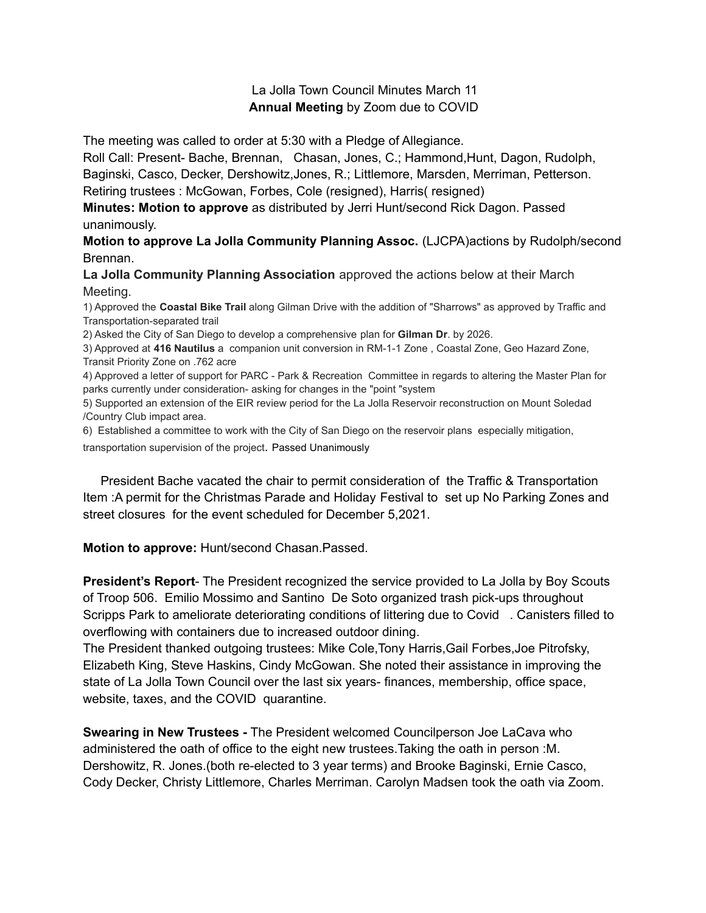La Jolla Town Council Minutes March 11
**Annual Meeting** by Zoom due to COVID

The meeting was called to order at 5:30 with a Pledge of Allegiance.
Roll Call: Present- Bache, Brennan, Chasan, Jones, C.; Hammond,Hunt, Dagon, Rudolph, Baginski, Casco, Decker, Dershowitz,Jones, R.; Littlemore, Marsden, Merriman, Petterson.
Retiring trustees : McGowan, Forbes, Cole (resigned), Harris( resigned)
**Minutes: Motion to approve** as distributed by Jerri Hunt/second Rick Dagon. Passed unanimously.
**Motion to approve La Jolla Community Planning Assoc.** (LJCPA)actions by Rudolph/second Brennan.
**La Jolla Community Planning Association** approved the actions below at their March Meeting.

1) Approved the **Coastal Bike Trail** along Gilman Drive with the addition of "Sharrows" as approved by Traffic and Transportation-separated trail
2) Asked the City of San Diego to develop a comprehensive plan for **Gilman Dr**. by 2026.
3) Approved at **416 Nautilus** a companion unit conversion in RM-1-1 Zone , Coastal Zone, Geo Hazard Zone, Transit Priority Zone on .762 acre
4) Approved a letter of support for PARC - Park & Recreation Committee in regards to altering the Master Plan for parks currently under consideration- asking for changes in the "point "system
5) Supported an extension of the EIR review period for the La Jolla Reservoir reconstruction on Mount Soledad /Country Club impact area.
6) Established a committee to work with the City of San Diego on the reservoir plans especially mitigation, transportation supervision of the project. Passed Unanimously

President Bache vacated the chair to permit consideration of the Traffic & Transportation Item :A permit for the Christmas Parade and Holiday Festival to set up No Parking Zones and street closures for the event scheduled for December 5,2021.

**Motion to approve:** Hunt/second Chasan.Passed.

**President's Report**- The President recognized the service provided to La Jolla by Boy Scouts of Troop 506. Emilio Mossimo and Santino De Soto organized trash pick-ups throughout Scripps Park to ameliorate deteriorating conditions of littering due to Covid . Canisters filled to overflowing with containers due to increased outdoor dining.
The President thanked outgoing trustees: Mike Cole,Tony Harris,Gail Forbes,Joe Pitrofsky, Elizabeth King, Steve Haskins, Cindy McGowan. She noted their assistance in improving the state of La Jolla Town Council over the last six years- finances, membership, office space, website, taxes, and the COVID quarantine.

**Swearing in New Trustees -** The President welcomed Councilperson Joe LaCava who administered the oath of office to the eight new trustees.Taking the oath in person :M. Dershowitz, R. Jones.(both re-elected to 3 year terms) and Brooke Baginski, Ernie Casco, Cody Decker, Christy Littlemore, Charles Merriman. Carolyn Madsen took the oath via Zoom.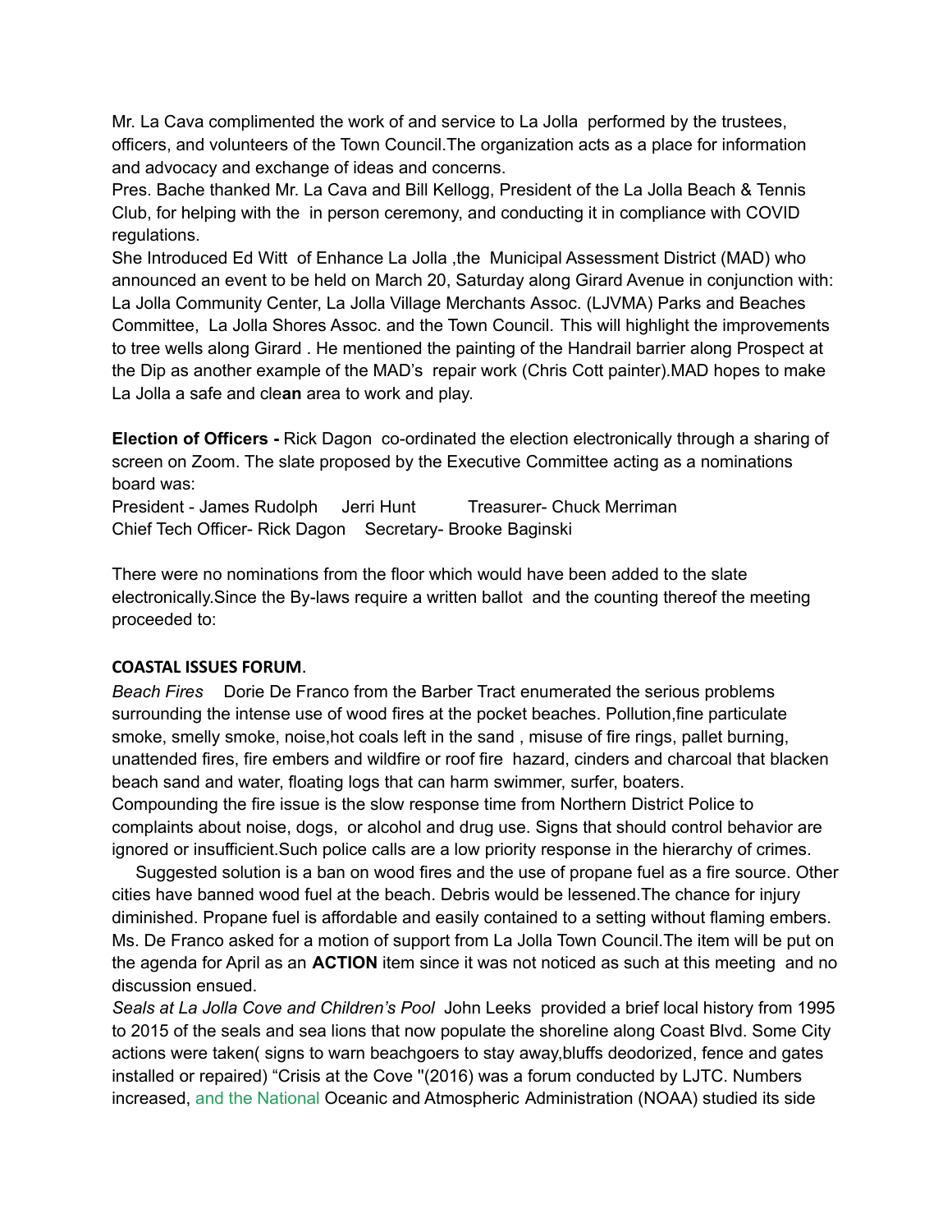Mr. La Cava complimented the work of and service to La Jolla performed by the trustees, officers, and volunteers of the Town Council.The organization acts as a place for information and advocacy and exchange of ideas and concerns.

Pres. Bache thanked Mr. La Cava and Bill Kellogg, President of the La Jolla Beach & Tennis Club, for helping with the in person ceremony, and conducting it in compliance with COVID regulations.

She Introduced Ed Witt of Enhance La Jolla ,the Municipal Assessment District (MAD) who announced an event to be held on March 20, Saturday along Girard Avenue in conjunction with: La Jolla Community Center, La Jolla Village Merchants Assoc. (LJVMA) Parks and Beaches Committee, La Jolla Shores Assoc. and the Town Council. This will highlight the improvements to tree wells along Girard . He mentioned the painting of the Handrail barrier along Prospect at the Dip as another example of the MAD's repair work (Chris Cott painter).MAD hopes to make La Jolla a safe and cle**an** area to work and play.

**Election of Officers -** Rick Dagon co-ordinated the election electronically through a sharing of screen on Zoom. The slate proposed by the Executive Committee acting as a nominations board was:

President - James Rudolph Jerri Hunt Treasurer- Chuck Merriman
Chief Tech Officer- Rick Dagon Secretary- Brooke Baginski

There were no nominations from the floor which would have been added to the slate electronically.Since the By-laws require a written ballot and the counting thereof the meeting proceeded to:

**COASTAL ISSUES FORUM**.

*Beach Fires* Dorie De Franco from the Barber Tract enumerated the serious problems surrounding the intense use of wood fires at the pocket beaches. Pollution,fine particulate smoke, smelly smoke, noise,hot coals left in the sand , misuse of fire rings, pallet burning, unattended fires, fire embers and wildfire or roof fire hazard, cinders and charcoal that blacken beach sand and water, floating logs that can harm swimmer, surfer, boaters.

Compounding the fire issue is the slow response time from Northern District Police to complaints about noise, dogs, or alcohol and drug use. Signs that should control behavior are ignored or insufficient.Such police calls are a low priority response in the hierarchy of crimes.

Suggested solution is a ban on wood fires and the use of propane fuel as a fire source. Other cities have banned wood fuel at the beach. Debris would be lessened.The chance for injury diminished. Propane fuel is affordable and easily contained to a setting without flaming embers. Ms. De Franco asked for a motion of support from La Jolla Town Council.The item will be put on the agenda for April as an **ACTION** item since it was not noticed as such at this meeting and no discussion ensued.

*Seals at La Jolla Cove and Children's Pool* John Leeks provided a brief local history from 1995 to 2015 of the seals and sea lions that now populate the shoreline along Coast Blvd. Some City actions were taken( signs to warn beachgoers to stay away,bluffs deodorized, fence and gates installed or repaired) "Crisis at the Cove "(2016) was a forum conducted by LJTC. Numbers increased, and the National Oceanic and Atmospheric Administration (NOAA) studied its side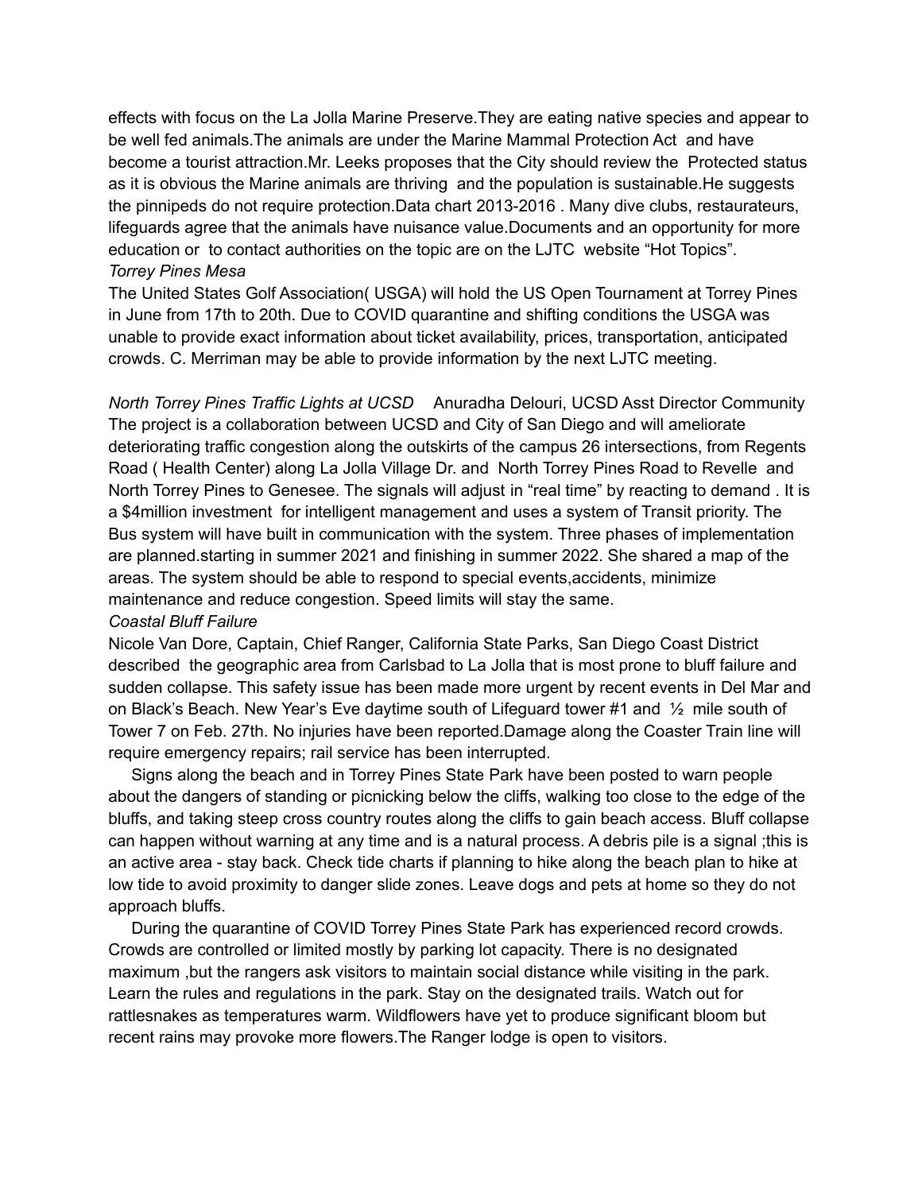effects with focus on the La Jolla Marine Preserve.They are eating native species and appear to be well fed animals.The animals are under the Marine Mammal Protection Act and have become a tourist attraction.Mr. Leeks proposes that the City should review the Protected status as it is obvious the Marine animals are thriving and the population is sustainable.He suggests the pinnipeds do not require protection.Data chart 2013-2016 . Many dive clubs, restaurateurs, lifeguards agree that the animals have nuisance value.Documents and an opportunity for more education or to contact authorities on the topic are on the LJTC website "Hot Topics".

*Torrey Pines Mesa*

The United States Golf Association( USGA) will hold the US Open Tournament at Torrey Pines in June from 17th to 20th. Due to COVID quarantine and shifting conditions the USGA was unable to provide exact information about ticket availability, prices, transportation, anticipated crowds. C. Merriman may be able to provide information by the next LJTC meeting.

*North Torrey Pines Traffic Lights at UCSD* Anuradha Delouri, UCSD Asst Director Community

The project is a collaboration between UCSD and City of San Diego and will ameliorate deteriorating traffic congestion along the outskirts of the campus 26 intersections, from Regents Road ( Health Center) along La Jolla Village Dr. and North Torrey Pines Road to Revelle and North Torrey Pines to Genesee. The signals will adjust in "real time" by reacting to demand . It is a $4million investment for intelligent management and uses a system of Transit priority. The Bus system will have built in communication with the system. Three phases of implementation are planned.starting in summer 2021 and finishing in summer 2022. She shared a map of the areas. The system should be able to respond to special events,accidents, minimize maintenance and reduce congestion. Speed limits will stay the same.

*Coastal Bluff Failure*

Nicole Van Dore, Captain, Chief Ranger, California State Parks, San Diego Coast District described the geographic area from Carlsbad to La Jolla that is most prone to bluff failure and sudden collapse. This safety issue has been made more urgent by recent events in Del Mar and on Black's Beach. New Year's Eve daytime south of Lifeguard tower #1 and ½ mile south of Tower 7 on Feb. 27th. No injuries have been reported.Damage along the Coaster Train line will require emergency repairs; rail service has been interrupted.

Signs along the beach and in Torrey Pines State Park have been posted to warn people about the dangers of standing or picnicking below the cliffs, walking too close to the edge of the bluffs, and taking steep cross country routes along the cliffs to gain beach access. Bluff collapse can happen without warning at any time and is a natural process. A debris pile is a signal ;this is an active area - stay back. Check tide charts if planning to hike along the beach plan to hike at low tide to avoid proximity to danger slide zones. Leave dogs and pets at home so they do not approach bluffs.

During the quarantine of COVID Torrey Pines State Park has experienced record crowds. Crowds are controlled or limited mostly by parking lot capacity. There is no designated maximum ,but the rangers ask visitors to maintain social distance while visiting in the park. Learn the rules and regulations in the park. Stay on the designated trails. Watch out for rattlesnakes as temperatures warm. Wildflowers have yet to produce significant bloom but recent rains may provoke more flowers.The Ranger lodge is open to visitors.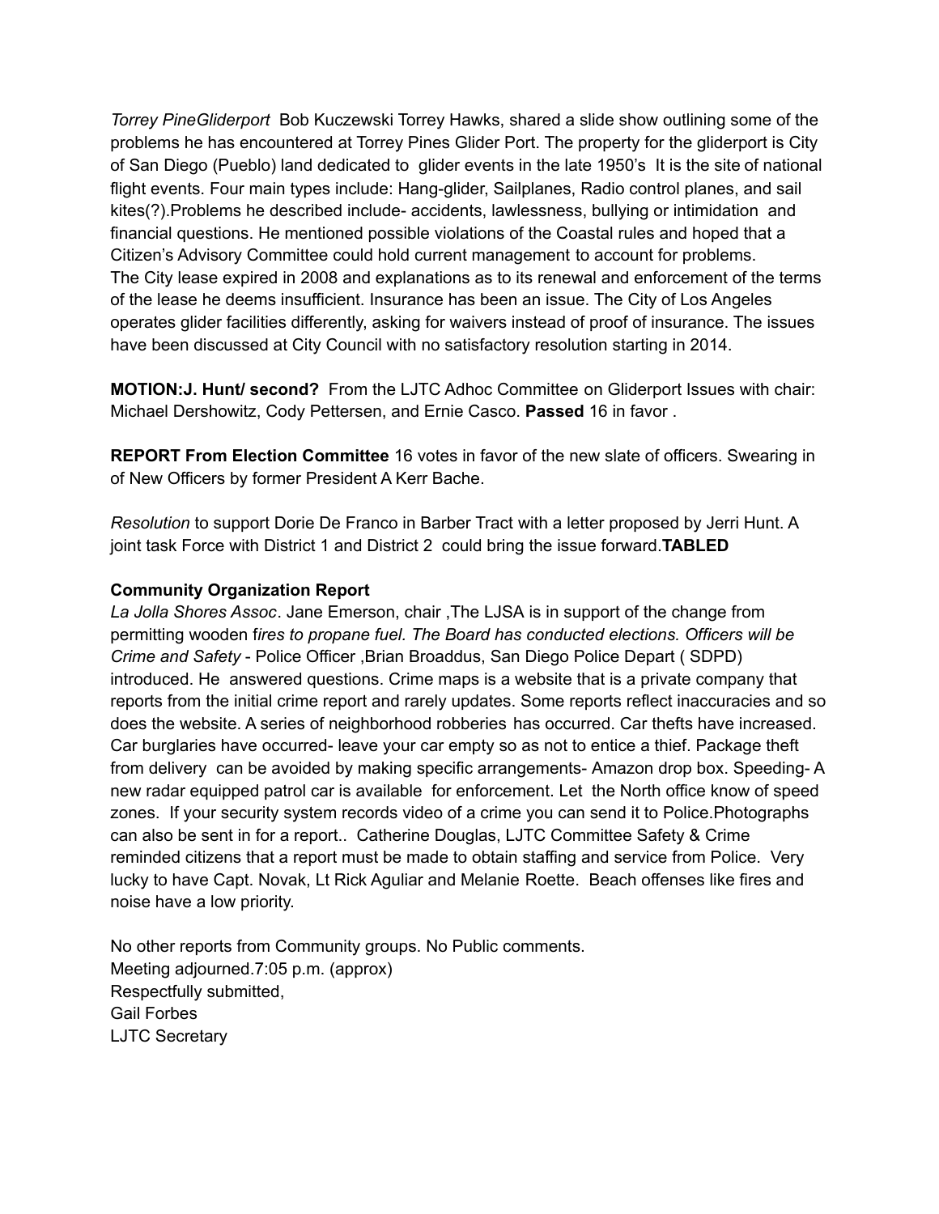*Torrey PineGliderport* Bob Kuczewski Torrey Hawks, shared a slide show outlining some of the problems he has encountered at Torrey Pines Glider Port. The property for the gliderport is City of San Diego (Pueblo) land dedicated to glider events in the late 1950's It is the site of national flight events. Four main types include: Hang-glider, Sailplanes, Radio control planes, and sail kites(?).Problems he described include- accidents, lawlessness, bullying or intimidation and financial questions. He mentioned possible violations of the Coastal rules and hoped that a Citizen's Advisory Committee could hold current management to account for problems. The City lease expired in 2008 and explanations as to its renewal and enforcement of the terms of the lease he deems insufficient. Insurance has been an issue. The City of Los Angeles operates glider facilities differently, asking for waivers instead of proof of insurance. The issues have been discussed at City Council with no satisfactory resolution starting in 2014.

**MOTION:J. Hunt/ second?** From the LJTC Adhoc Committee on Gliderport Issues with chair: Michael Dershowitz, Cody Pettersen, and Ernie Casco. **Passed** 16 in favor .

**REPORT From Election Committee** 16 votes in favor of the new slate of officers. Swearing in of New Officers by former President A Kerr Bache.

*Resolution* to support Dorie De Franco in Barber Tract with a letter proposed by Jerri Hunt. A joint task Force with District 1 and District 2 could bring the issue forward.**TABLED**

**Community Organization Report**

*La Jolla Shores Assoc*. Jane Emerson, chair ,The LJSA is in support of the change from permitting wooden f*ires to propane fuel. The Board has conducted elections. Officers will be Crime and Safety* - Police Officer ,Brian Broaddus, San Diego Police Depart ( SDPD) introduced. He answered questions. Crime maps is a website that is a private company that reports from the initial crime report and rarely updates. Some reports reflect inaccuracies and so does the website. A series of neighborhood robberies has occurred. Car thefts have increased. Car burglaries have occurred- leave your car empty so as not to entice a thief. Package theft from delivery can be avoided by making specific arrangements- Amazon drop box. Speeding- A new radar equipped patrol car is available for enforcement. Let the North office know of speed zones. If your security system records video of a crime you can send it to Police.Photographs can also be sent in for a report.. Catherine Douglas, LJTC Committee Safety & Crime reminded citizens that a report must be made to obtain staffing and service from Police. Very lucky to have Capt. Novak, Lt Rick Aguliar and Melanie Roette. Beach offenses like fires and noise have a low priority.

No other reports from Community groups. No Public comments.
Meeting adjourned.7:05 p.m. (approx)
Respectfully submitted,
Gail Forbes
LJTC Secretary